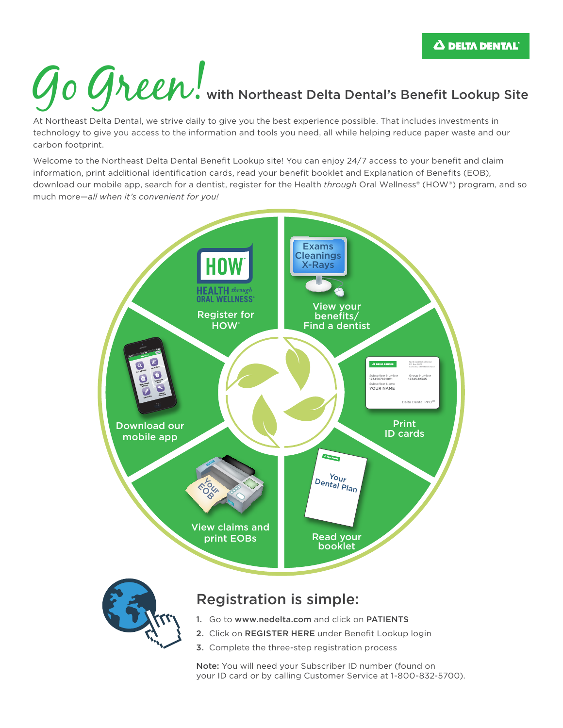# Go Green! with Northeast Delta Dental's Benefit Lookup Site

At Northeast Delta Dental, we strive daily to give you the best experience possible. That includes investments in technology to give you access to the information and tools you need, all while helping reduce paper waste and our carbon footprint.

Welcome to the Northeast Delta Dental Benefit Lookup site! You can enjoy 24/7 access to your benefit and claim information, print additional identification cards, read your benefit booklet and Explanation of Benefits (EOB), download our mobile app, search for a dentist, register for the Health *through* Oral Wellness® (HOW®) program, and so much more—*all when it's convenient for you!*

- Register for HOW®
- View your benefits/ Find a dentist
- Print ID cards
- Read your booklet
- View claims and print EOBs
- Download our mobile app

## Registration is simple:

1. Go to **www.nedelta.com** and click on **PATIENTS**
2. Click on **REGISTER HERE** under Benefit Lookup login
3. Complete the three-step registration process

**Note:** You will need your Subscriber ID number (found on your ID card or by calling Customer Service at 1-800-832-5700).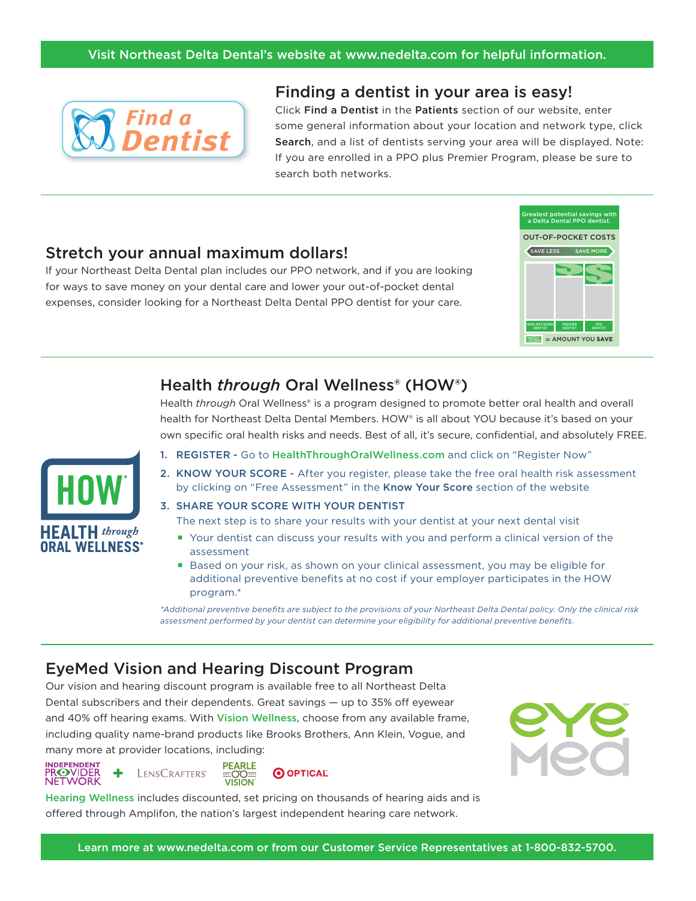Visit Northeast Delta Dental's website at www.nedelta.com for helpful information.

Find a Dentist

## Finding a dentist in your area is easy!

Click **Find a Dentist** in the **Patients** section of our website, enter some general information about your location and network type, click **Search**, and a list of dentists serving your area will be displayed. Note: If you are enrolled in a PPO plus Premier Program, please be sure to search both networks.

## Stretch your annual maximum dollars!

If your Northeast Delta Dental plan includes our PPO network, and if you are looking for ways to save money on your dental care and lower your out-of-pocket dental expenses, consider looking for a Northeast Delta Dental PPO dentist for your care.

Greatest potential savings with a Delta Dental PPO dentist.

OUT-OF-POCKET COSTS

SAVE LESS

SAVE MORE

NON-NETWORK DENTIST

PREMIER DENTIST

PPO DENTIST

= AMOUNT YOU SAVE

## Health *through* Oral Wellness® (HOW®)

Health *through* Oral Wellness® is a program designed to promote better oral health and overall health for Northeast Delta Dental Members. HOW® is all about YOU because it's based on your own specific oral health risks and needs. Best of all, it's secure, confidential, and absolutely FREE.

1. **REGISTER -** Go to HealthThroughOralWellness.com and click on "Register Now"
2. **KNOW YOUR SCORE -** After you register, please take the free oral health risk assessment by clicking on "Free Assessment" in the **Know Your Score** section of the website
3. **SHARE YOUR SCORE WITH YOUR DENTIST**

   The next step is to share your results with your dentist at your next dental visit

   - Your dentist can discuss your results with you and perform a clinical version of the assessment
   - Based on your risk, as shown on your clinical assessment, you may be eligible for additional preventive benefits at no cost if your employer participates in the HOW program.*

*\*Additional preventive benefits are subject to the provisions of your Northeast Delta Dental policy. Only the clinical risk assessment performed by your dentist can determine your eligibility for additional preventive benefits.*

## EyeMed Vision and Hearing Discount Program

Our vision and hearing discount program is available free to all Northeast Delta Dental subscribers and their dependents. Great savings — up to 35% off eyewear and 40% off hearing exams. With Vision Wellness, choose from any available frame, including quality name-brand products like Brooks Brothers, Ann Klein, Vogue, and many more at provider locations, including:

INDEPENDENT PROVIDER NETWORK + LENSCRAFTERS PEARLE VISION OPTICAL

Hearing Wellness includes discounted, set pricing on thousands of hearing aids and is offered through Amplifon, the nation's largest independent hearing care network.

Learn more at www.nedelta.com or from our Customer Service Representatives at 1-800-832-5700.